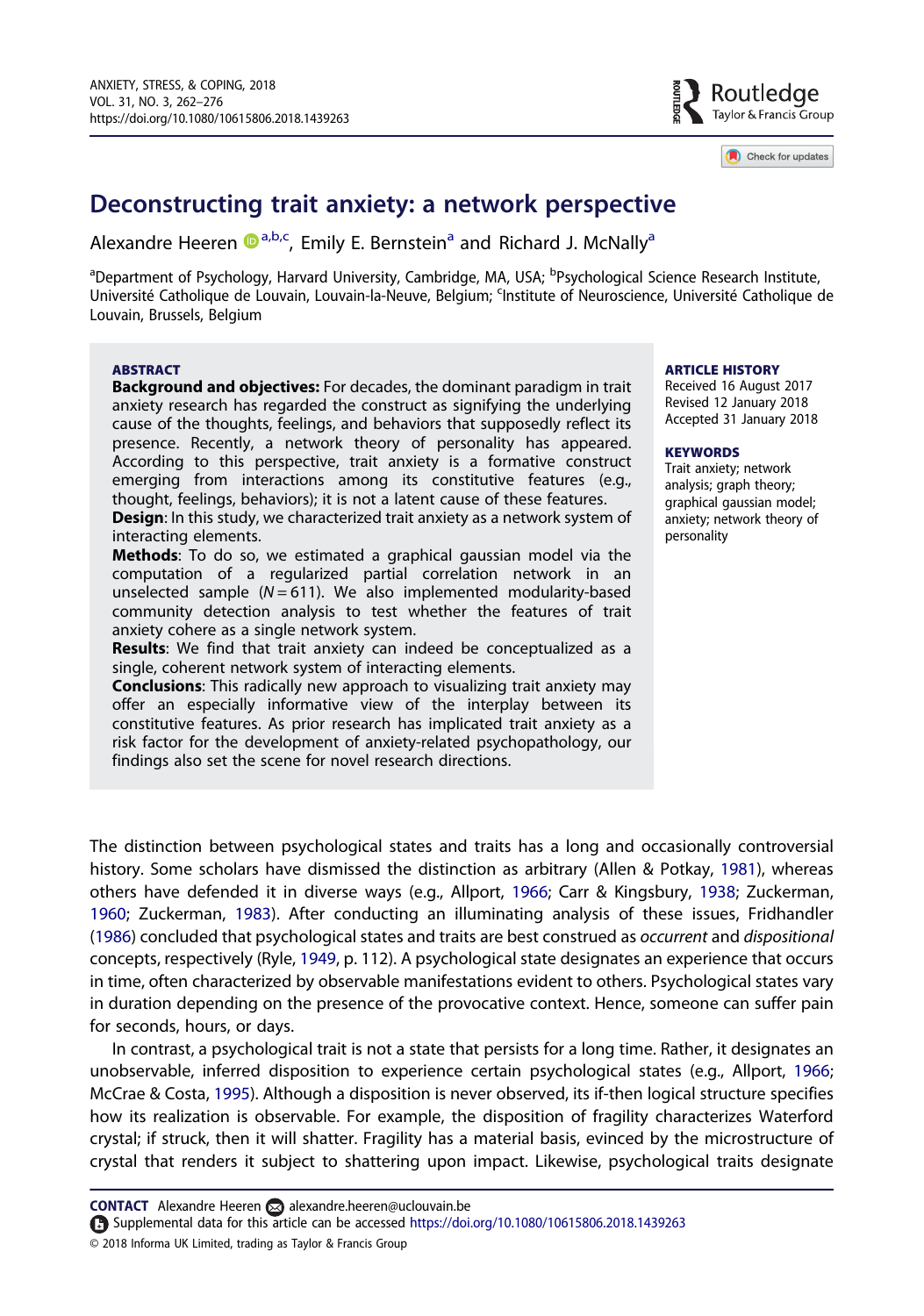# Deconstructing trait anxiety: a network perspective

Alexandre Heeren[a,b,c], Emily E. Bernstein[a] and Richard J. McNally[a]

[a]Department of Psychology, Harvard University, Cambridge, MA, USA; [b]Psychological Science Research Institute, Université Catholique de Louvain, Louvain-la-Neuve, Belgium; [c]Institute of Neuroscience, Université Catholique de Louvain, Brussels, Belgium

## ABSTRACT

**Background and objectives:** For decades, the dominant paradigm in trait anxiety research has regarded the construct as signifying the underlying cause of the thoughts, feelings, and behaviors that supposedly reflect its presence. Recently, a network theory of personality has appeared. According to this perspective, trait anxiety is a formative construct emerging from interactions among its constitutive features (e.g., thought, feelings, behaviors); it is not a latent cause of these features.
**Design**: In this study, we characterized trait anxiety as a network system of interacting elements.
**Methods**: To do so, we estimated a graphical gaussian model via the computation of a regularized partial correlation network in an unselected sample ($N = 611$). We also implemented modularity-based community detection analysis to test whether the features of trait anxiety cohere as a single network system.
**Results**: We find that trait anxiety can indeed be conceptualized as a single, coherent network system of interacting elements.
**Conclusions**: This radically new approach to visualizing trait anxiety may offer an especially informative view of the interplay between its constitutive features. As prior research has implicated trait anxiety as a risk factor for the development of anxiety-related psychopathology, our findings also set the scene for novel research directions.

## ARTICLE HISTORY

Received 16 August 2017
Revised 12 January 2018
Accepted 31 January 2018

## KEYWORDS

Trait anxiety; network analysis; graph theory; graphical gaussian model; anxiety; network theory of personality

The distinction between psychological states and traits has a long and occasionally controversial history. Some scholars have dismissed the distinction as arbitrary (Allen & Potkay, 1981), whereas others have defended it in diverse ways (e.g., Allport, 1966; Carr & Kingsbury, 1938; Zuckerman, 1960; Zuckerman, 1983). After conducting an illuminating analysis of these issues, Fridhandler (1986) concluded that psychological states and traits are best construed as *occurrent* and *dispositional* concepts, respectively (Ryle, 1949, p. 112). A psychological state designates an experience that occurs in time, often characterized by observable manifestations evident to others. Psychological states vary in duration depending on the presence of the provocative context. Hence, someone can suffer pain for seconds, hours, or days.

In contrast, a psychological trait is not a state that persists for a long time. Rather, it designates an unobservable, inferred disposition to experience certain psychological states (e.g., Allport, 1966; McCrae & Costa, 1995). Although a disposition is never observed, its if-then logical structure specifies how its realization is observable. For example, the disposition of fragility characterizes Waterford crystal; if struck, then it will shatter. Fragility has a material basis, evinced by the microstructure of crystal that renders it subject to shattering upon impact. Likewise, psychological traits designate

---

**CONTACT** Alexandre Heeren alexandre.heeren@uclouvain.be
Supplemental data for this article can be accessed https://doi.org/10.1080/10615806.2018.1439263
© 2018 Informa UK Limited, trading as Taylor & Francis Group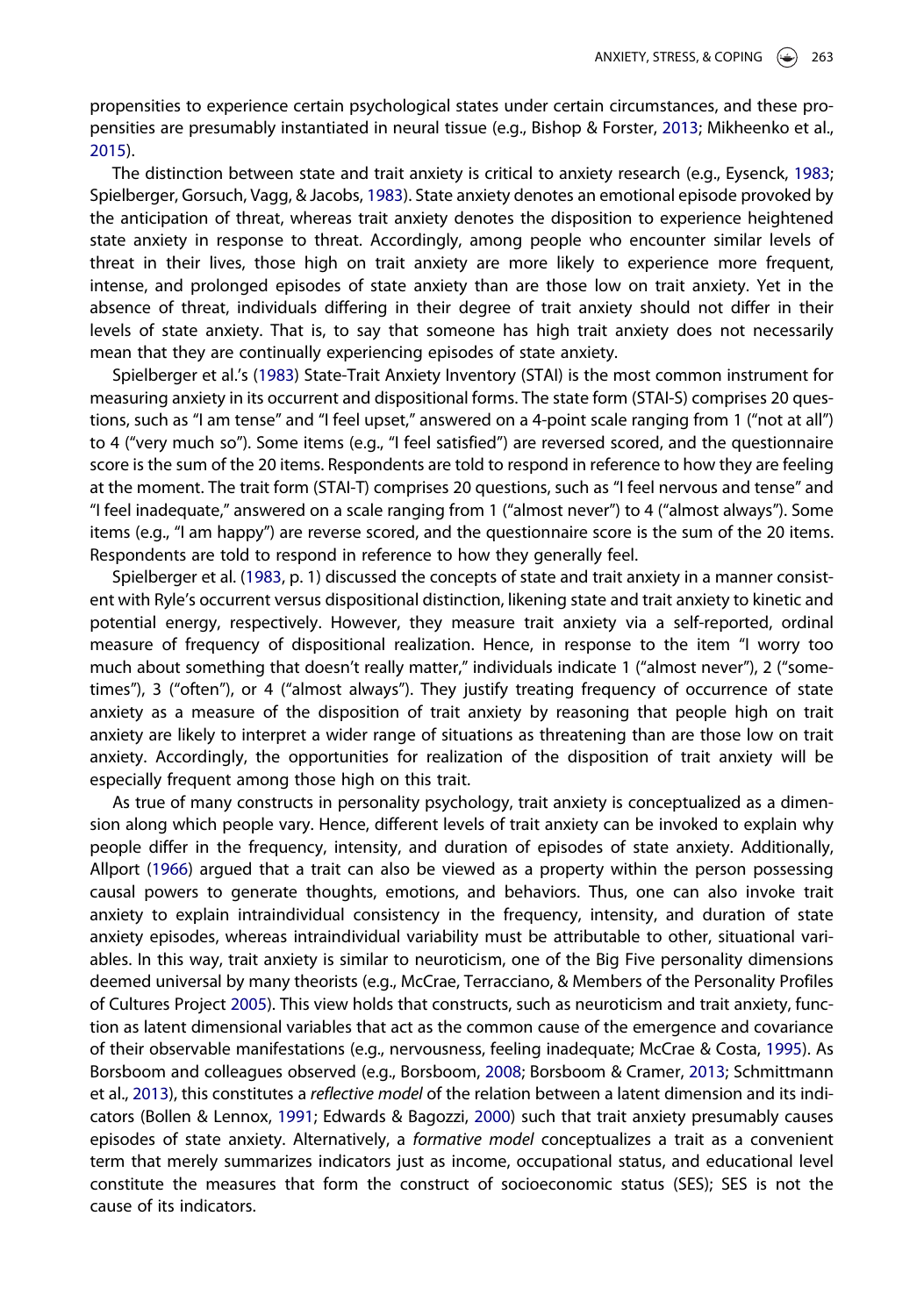propensities to experience certain psychological states under certain circumstances, and these propensities are presumably instantiated in neural tissue (e.g., Bishop & Forster, 2013; Mikheenko et al., 2015).

The distinction between state and trait anxiety is critical to anxiety research (e.g., Eysenck, 1983; Spielberger, Gorsuch, Vagg, & Jacobs, 1983). State anxiety denotes an emotional episode provoked by the anticipation of threat, whereas trait anxiety denotes the disposition to experience heightened state anxiety in response to threat. Accordingly, among people who encounter similar levels of threat in their lives, those high on trait anxiety are more likely to experience more frequent, intense, and prolonged episodes of state anxiety than are those low on trait anxiety. Yet in the absence of threat, individuals differing in their degree of trait anxiety should not differ in their levels of state anxiety. That is, to say that someone has high trait anxiety does not necessarily mean that they are continually experiencing episodes of state anxiety.

Spielberger et al.'s (1983) State-Trait Anxiety Inventory (STAI) is the most common instrument for measuring anxiety in its occurrent and dispositional forms. The state form (STAI-S) comprises 20 questions, such as "I am tense" and "I feel upset," answered on a 4-point scale ranging from 1 ("not at all") to 4 ("very much so"). Some items (e.g., "I feel satisfied") are reversed scored, and the questionnaire score is the sum of the 20 items. Respondents are told to respond in reference to how they are feeling at the moment. The trait form (STAI-T) comprises 20 questions, such as "I feel nervous and tense" and "I feel inadequate," answered on a scale ranging from 1 ("almost never") to 4 ("almost always"). Some items (e.g., "I am happy") are reverse scored, and the questionnaire score is the sum of the 20 items. Respondents are told to respond in reference to how they generally feel.

Spielberger et al. (1983, p. 1) discussed the concepts of state and trait anxiety in a manner consistent with Ryle's occurrent versus dispositional distinction, likening state and trait anxiety to kinetic and potential energy, respectively. However, they measure trait anxiety via a self-reported, ordinal measure of frequency of dispositional realization. Hence, in response to the item "I worry too much about something that doesn't really matter," individuals indicate 1 ("almost never"), 2 ("sometimes"), 3 ("often"), or 4 ("almost always"). They justify treating frequency of occurrence of state anxiety as a measure of the disposition of trait anxiety by reasoning that people high on trait anxiety are likely to interpret a wider range of situations as threatening than are those low on trait anxiety. Accordingly, the opportunities for realization of the disposition of trait anxiety will be especially frequent among those high on this trait.

As true of many constructs in personality psychology, trait anxiety is conceptualized as a dimension along which people vary. Hence, different levels of trait anxiety can be invoked to explain why people differ in the frequency, intensity, and duration of episodes of state anxiety. Additionally, Allport (1966) argued that a trait can also be viewed as a property within the person possessing causal powers to generate thoughts, emotions, and behaviors. Thus, one can also invoke trait anxiety to explain intraindividual consistency in the frequency, intensity, and duration of state anxiety episodes, whereas intraindividual variability must be attributable to other, situational variables. In this way, trait anxiety is similar to neuroticism, one of the Big Five personality dimensions deemed universal by many theorists (e.g., McCrae, Terracciano, & Members of the Personality Profiles of Cultures Project 2005). This view holds that constructs, such as neuroticism and trait anxiety, function as latent dimensional variables that act as the common cause of the emergence and covariance of their observable manifestations (e.g., nervousness, feeling inadequate; McCrae & Costa, 1995). As Borsboom and colleagues observed (e.g., Borsboom, 2008; Borsboom & Cramer, 2013; Schmittmann et al., 2013), this constitutes a *reflective model* of the relation between a latent dimension and its indicators (Bollen & Lennox, 1991; Edwards & Bagozzi, 2000) such that trait anxiety presumably causes episodes of state anxiety. Alternatively, a *formative model* conceptualizes a trait as a convenient term that merely summarizes indicators just as income, occupational status, and educational level constitute the measures that form the construct of socioeconomic status (SES); SES is not the cause of its indicators.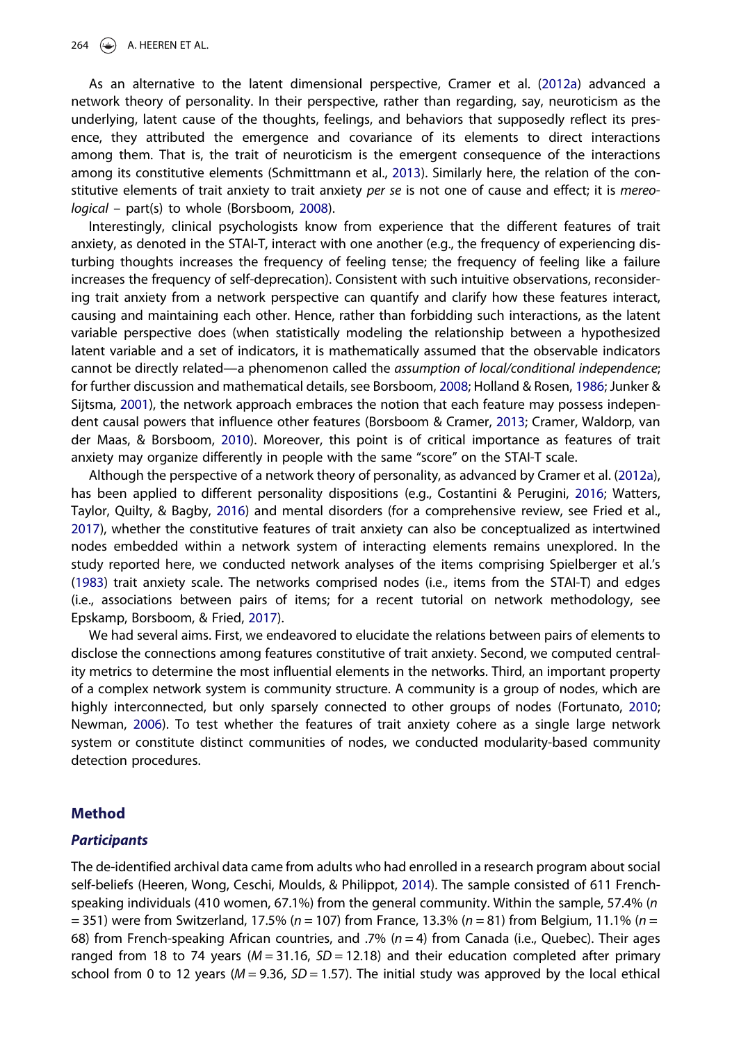As an alternative to the latent dimensional perspective, Cramer et al. (2012a) advanced a network theory of personality. In their perspective, rather than regarding, say, neuroticism as the underlying, latent cause of the thoughts, feelings, and behaviors that supposedly reflect its presence, they attributed the emergence and covariance of its elements to direct interactions among them. That is, the trait of neuroticism is the emergent consequence of the interactions among its constitutive elements (Schmittmann et al., 2013). Similarly here, the relation of the constitutive elements of trait anxiety to trait anxiety *per se* is not one of cause and effect; it is *mereological* – part(s) to whole (Borsboom, 2008).

Interestingly, clinical psychologists know from experience that the different features of trait anxiety, as denoted in the STAI-T, interact with one another (e.g., the frequency of experiencing disturbing thoughts increases the frequency of feeling tense; the frequency of feeling like a failure increases the frequency of self-deprecation). Consistent with such intuitive observations, reconsidering trait anxiety from a network perspective can quantify and clarify how these features interact, causing and maintaining each other. Hence, rather than forbidding such interactions, as the latent variable perspective does (when statistically modeling the relationship between a hypothesized latent variable and a set of indicators, it is mathematically assumed that the observable indicators cannot be directly related—a phenomenon called the *assumption of local/conditional independence*; for further discussion and mathematical details, see Borsboom, 2008; Holland & Rosen, 1986; Junker & Sijtsma, 2001), the network approach embraces the notion that each feature may possess independent causal powers that influence other features (Borsboom & Cramer, 2013; Cramer, Waldorp, van der Maas, & Borsboom, 2010). Moreover, this point is of critical importance as features of trait anxiety may organize differently in people with the same "score" on the STAI-T scale.

Although the perspective of a network theory of personality, as advanced by Cramer et al. (2012a), has been applied to different personality dispositions (e.g., Costantini & Perugini, 2016; Watters, Taylor, Quilty, & Bagby, 2016) and mental disorders (for a comprehensive review, see Fried et al., 2017), whether the constitutive features of trait anxiety can also be conceptualized as intertwined nodes embedded within a network system of interacting elements remains unexplored. In the study reported here, we conducted network analyses of the items comprising Spielberger et al.'s (1983) trait anxiety scale. The networks comprised nodes (i.e., items from the STAI-T) and edges (i.e., associations between pairs of items; for a recent tutorial on network methodology, see Epskamp, Borsboom, & Fried, 2017).

We had several aims. First, we endeavored to elucidate the relations between pairs of elements to disclose the connections among features constitutive of trait anxiety. Second, we computed centrality metrics to determine the most influential elements in the networks. Third, an important property of a complex network system is community structure. A community is a group of nodes, which are highly interconnected, but only sparsely connected to other groups of nodes (Fortunato, 2010; Newman, 2006). To test whether the features of trait anxiety cohere as a single large network system or constitute distinct communities of nodes, we conducted modularity-based community detection procedures.

## Method

### *Participants*

The de-identified archival data came from adults who had enrolled in a research program about social self-beliefs (Heeren, Wong, Ceschi, Moulds, & Philippot, 2014). The sample consisted of 611 French-speaking individuals (410 women, 67.1%) from the general community. Within the sample, 57.4% ($n$ = 351) were from Switzerland, 17.5% ($n$ = 107) from France, 13.3% ($n$ = 81) from Belgium, 11.1% ($n$ = 68) from French-speaking African countries, and .7% ($n$ = 4) from Canada (i.e., Quebec). Their ages ranged from 18 to 74 years ($M$ = 31.16, $SD$ = 12.18) and their education completed after primary school from 0 to 12 years ($M$ = 9.36, $SD$ = 1.57). The initial study was approved by the local ethical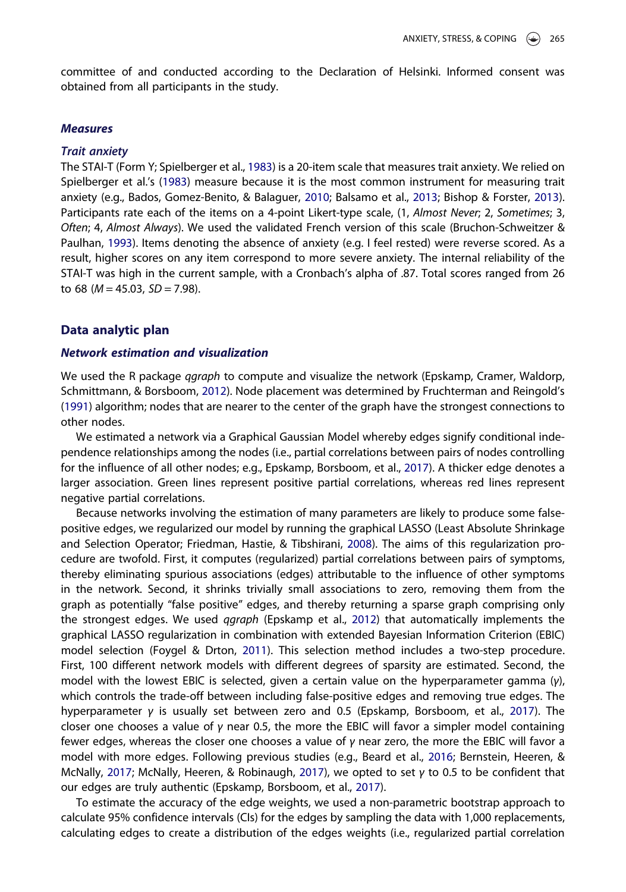committee of and conducted according to the Declaration of Helsinki. Informed consent was obtained from all participants in the study.

### Measures

#### Trait anxiety

The STAI-T (Form Y; Spielberger et al., 1983) is a 20-item scale that measures trait anxiety. We relied on Spielberger et al.'s (1983) measure because it is the most common instrument for measuring trait anxiety (e.g., Bados, Gomez-Benito, & Balaguer, 2010; Balsamo et al., 2013; Bishop & Forster, 2013). Participants rate each of the items on a 4-point Likert-type scale, (1, *Almost Never*; 2, *Sometimes*; 3, *Often*; 4, *Almost Always*). We used the validated French version of this scale (Bruchon-Schweitzer & Paulhan, 1993). Items denoting the absence of anxiety (e.g. I feel rested) were reverse scored. As a result, higher scores on any item correspond to more severe anxiety. The internal reliability of the STAI-T was high in the current sample, with a Cronbach's alpha of .87. Total scores ranged from 26 to 68 ($M = 45.03$, $SD = 7.98$).

## Data analytic plan

### Network estimation and visualization

We used the R package *qgraph* to compute and visualize the network (Epskamp, Cramer, Waldorp, Schmittmann, & Borsboom, 2012). Node placement was determined by Fruchterman and Reingold's (1991) algorithm; nodes that are nearer to the center of the graph have the strongest connections to other nodes.

We estimated a network via a Graphical Gaussian Model whereby edges signify conditional independence relationships among the nodes (i.e., partial correlations between pairs of nodes controlling for the influence of all other nodes; e.g., Epskamp, Borsboom, et al., 2017). A thicker edge denotes a larger association. Green lines represent positive partial correlations, whereas red lines represent negative partial correlations.

Because networks involving the estimation of many parameters are likely to produce some false-positive edges, we regularized our model by running the graphical LASSO (Least Absolute Shrinkage and Selection Operator; Friedman, Hastie, & Tibshirani, 2008). The aims of this regularization procedure are twofold. First, it computes (regularized) partial correlations between pairs of symptoms, thereby eliminating spurious associations (edges) attributable to the influence of other symptoms in the network. Second, it shrinks trivially small associations to zero, removing them from the graph as potentially "false positive" edges, and thereby returning a sparse graph comprising only the strongest edges. We used *qgraph* (Epskamp et al., 2012) that automatically implements the graphical LASSO regularization in combination with extended Bayesian Information Criterion (EBIC) model selection (Foygel & Drton, 2011). This selection method includes a two-step procedure. First, 100 different network models with different degrees of sparsity are estimated. Second, the model with the lowest EBIC is selected, given a certain value on the hyperparameter gamma ($\gamma$), which controls the trade-off between including false-positive edges and removing true edges. The hyperparameter $\gamma$ is usually set between zero and 0.5 (Epskamp, Borsboom, et al., 2017). The closer one chooses a value of $\gamma$ near 0.5, the more the EBIC will favor a simpler model containing fewer edges, whereas the closer one chooses a value of $\gamma$ near zero, the more the EBIC will favor a model with more edges. Following previous studies (e.g., Beard et al., 2016; Bernstein, Heeren, & McNally, 2017; McNally, Heeren, & Robinaugh, 2017), we opted to set $\gamma$ to 0.5 to be confident that our edges are truly authentic (Epskamp, Borsboom, et al., 2017).

To estimate the accuracy of the edge weights, we used a non-parametric bootstrap approach to calculate 95% confidence intervals (CIs) for the edges by sampling the data with 1,000 replacements, calculating edges to create a distribution of the edges weights (i.e., regularized partial correlation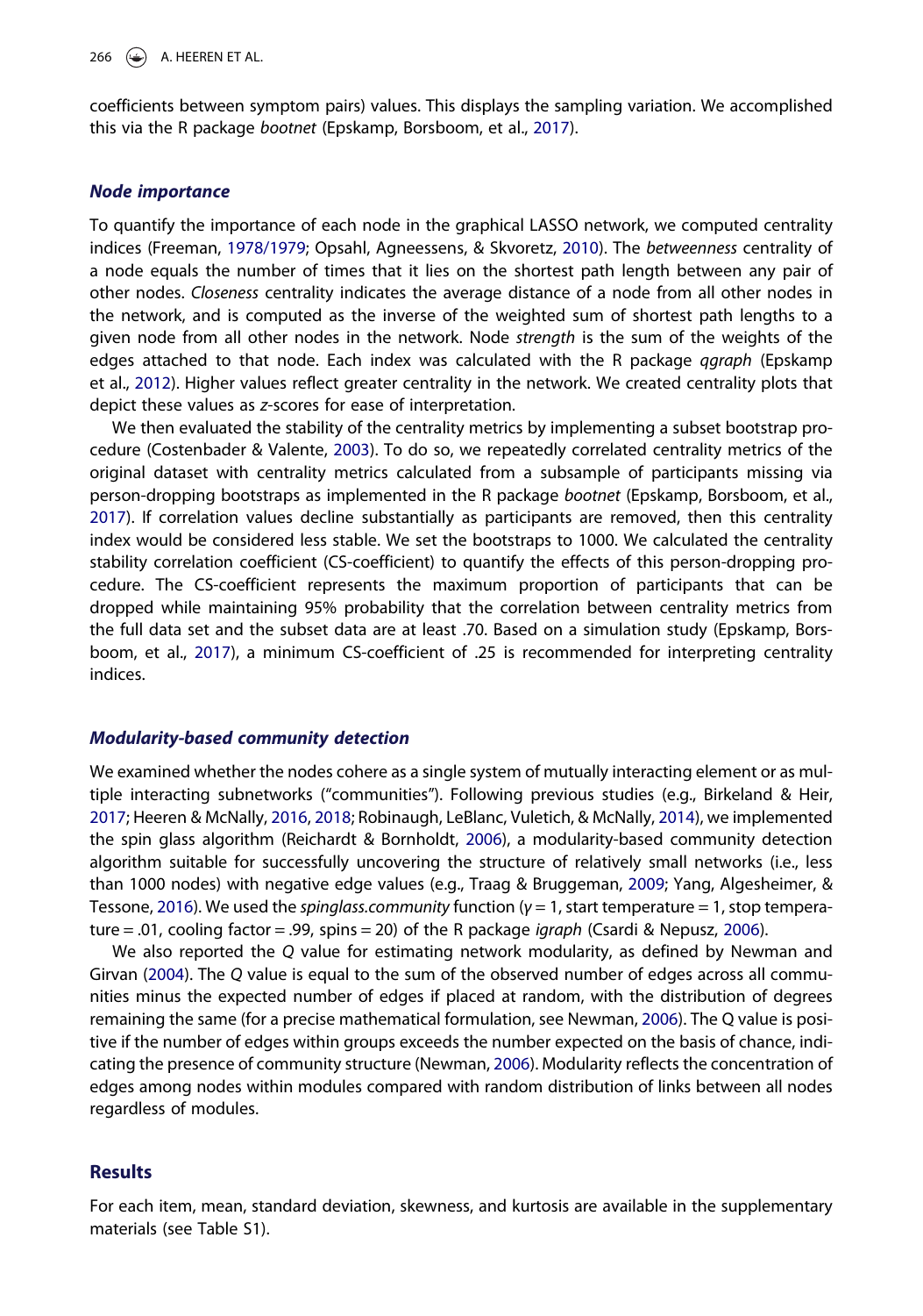coefficients between symptom pairs) values. This displays the sampling variation. We accomplished this via the R package *bootnet* (Epskamp, Borsboom, et al., 2017).

### *Node importance*

To quantify the importance of each node in the graphical LASSO network, we computed centrality indices (Freeman, 1978/1979; Opsahl, Agneessens, & Skvoretz, 2010). The *betweenness* centrality of a node equals the number of times that it lies on the shortest path length between any pair of other nodes. *Closeness* centrality indicates the average distance of a node from all other nodes in the network, and is computed as the inverse of the weighted sum of shortest path lengths to a given node from all other nodes in the network. Node *strength* is the sum of the weights of the edges attached to that node. Each index was calculated with the R package *qgraph* (Epskamp et al., 2012). Higher values reflect greater centrality in the network. We created centrality plots that depict these values as *z*-scores for ease of interpretation.

We then evaluated the stability of the centrality metrics by implementing a subset bootstrap procedure (Costenbader & Valente, 2003). To do so, we repeatedly correlated centrality metrics of the original dataset with centrality metrics calculated from a subsample of participants missing via person-dropping bootstraps as implemented in the R package *bootnet* (Epskamp, Borsboom, et al., 2017). If correlation values decline substantially as participants are removed, then this centrality index would be considered less stable. We set the bootstraps to 1000. We calculated the centrality stability correlation coefficient (CS-coefficient) to quantify the effects of this person-dropping procedure. The CS-coefficient represents the maximum proportion of participants that can be dropped while maintaining 95% probability that the correlation between centrality metrics from the full data set and the subset data are at least .70. Based on a simulation study (Epskamp, Borsboom, et al., 2017), a minimum CS-coefficient of .25 is recommended for interpreting centrality indices.

### *Modularity-based community detection*

We examined whether the nodes cohere as a single system of mutually interacting element or as multiple interacting subnetworks ("communities"). Following previous studies (e.g., Birkeland & Heir, 2017; Heeren & McNally, 2016, 2018; Robinaugh, LeBlanc, Vuletich, & McNally, 2014), we implemented the spin glass algorithm (Reichardt & Bornholdt, 2006), a modularity-based community detection algorithm suitable for successfully uncovering the structure of relatively small networks (i.e., less than 1000 nodes) with negative edge values (e.g., Traag & Bruggeman, 2009; Yang, Algesheimer, & Tessone, 2016). We used the *spinglass.community* function ($\gamma = 1$, start temperature = 1, stop temperature = .01, cooling factor = .99, spins = 20) of the R package *igraph* (Csardi & Nepusz, 2006).

We also reported the *Q* value for estimating network modularity, as defined by Newman and Girvan (2004). The *Q* value is equal to the sum of the observed number of edges across all communities minus the expected number of edges if placed at random, with the distribution of degrees remaining the same (for a precise mathematical formulation, see Newman, 2006). The Q value is positive if the number of edges within groups exceeds the number expected on the basis of chance, indicating the presence of community structure (Newman, 2006). Modularity reflects the concentration of edges among nodes within modules compared with random distribution of links between all nodes regardless of modules.

## Results

For each item, mean, standard deviation, skewness, and kurtosis are available in the supplementary materials (see Table S1).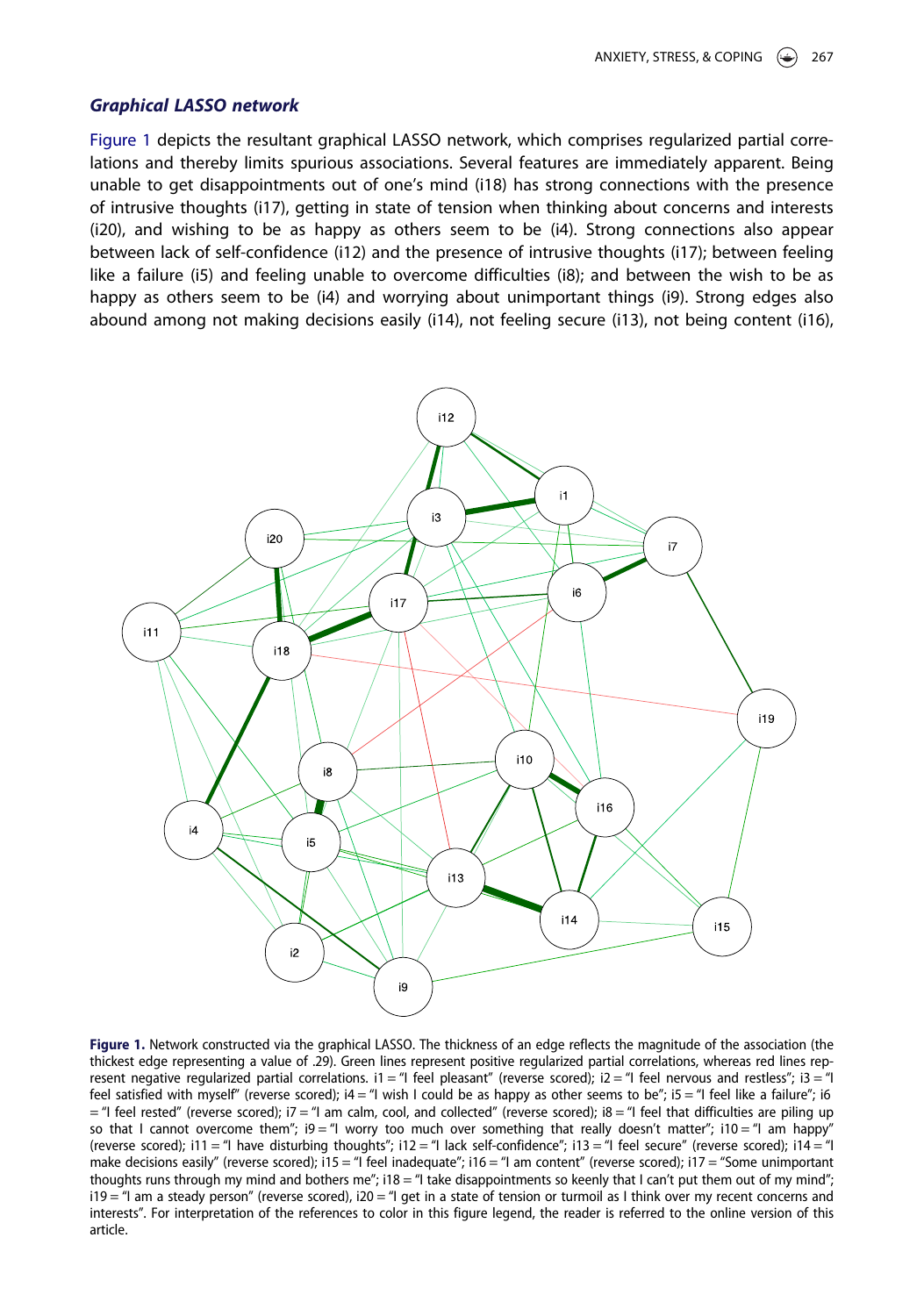### *Graphical LASSO network*

Figure 1 depicts the resultant graphical LASSO network, which comprises regularized partial correlations and thereby limits spurious associations. Several features are immediately apparent. Being unable to get disappointments out of one's mind (i18) has strong connections with the presence of intrusive thoughts (i17), getting in state of tension when thinking about concerns and interests (i20), and wishing to be as happy as others seem to be (i4). Strong connections also appear between lack of self-confidence (i12) and the presence of intrusive thoughts (i17); between feeling like a failure (i5) and feeling unable to overcome difficulties (i8); and between the wish to be as happy as others seem to be (i4) and worrying about unimportant things (i9). Strong edges also abound among not making decisions easily (i14), not feeling secure (i13), not being content (i16),

**Figure 1.** Network constructed via the graphical LASSO. The thickness of an edge reflects the magnitude of the association (the thickest edge representing a value of .29). Green lines represent positive regularized partial correlations, whereas red lines represent negative regularized partial correlations. i1 = "I feel pleasant" (reverse scored); i2 = "I feel nervous and restless"; i3 = "I feel satisfied with myself" (reverse scored); i4 = "I wish I could be as happy as other seems to be"; i5 = "I feel like a failure"; i6 = "I feel rested" (reverse scored); i7 = "I am calm, cool, and collected" (reverse scored); i8 = "I feel that difficulties are piling up so that I cannot overcome them"; i9 = "I worry too much over something that really doesn't matter"; i10 = "I am happy" (reverse scored); i11 = "I have disturbing thoughts"; i12 = "I lack self-confidence"; i13 = "I feel secure" (reverse scored); i14 = "I make decisions easily" (reverse scored); i15 = "I feel inadequate"; i16 = "I am content" (reverse scored); i17 = "Some unimportant thoughts runs through my mind and bothers me"; i18 = "I take disappointments so keenly that I can't put them out of my mind"; i19 = "I am a steady person" (reverse scored), i20 = "I get in a state of tension or turmoil as I think over my recent concerns and interests". For interpretation of the references to color in this figure legend, the reader is referred to the online version of this article.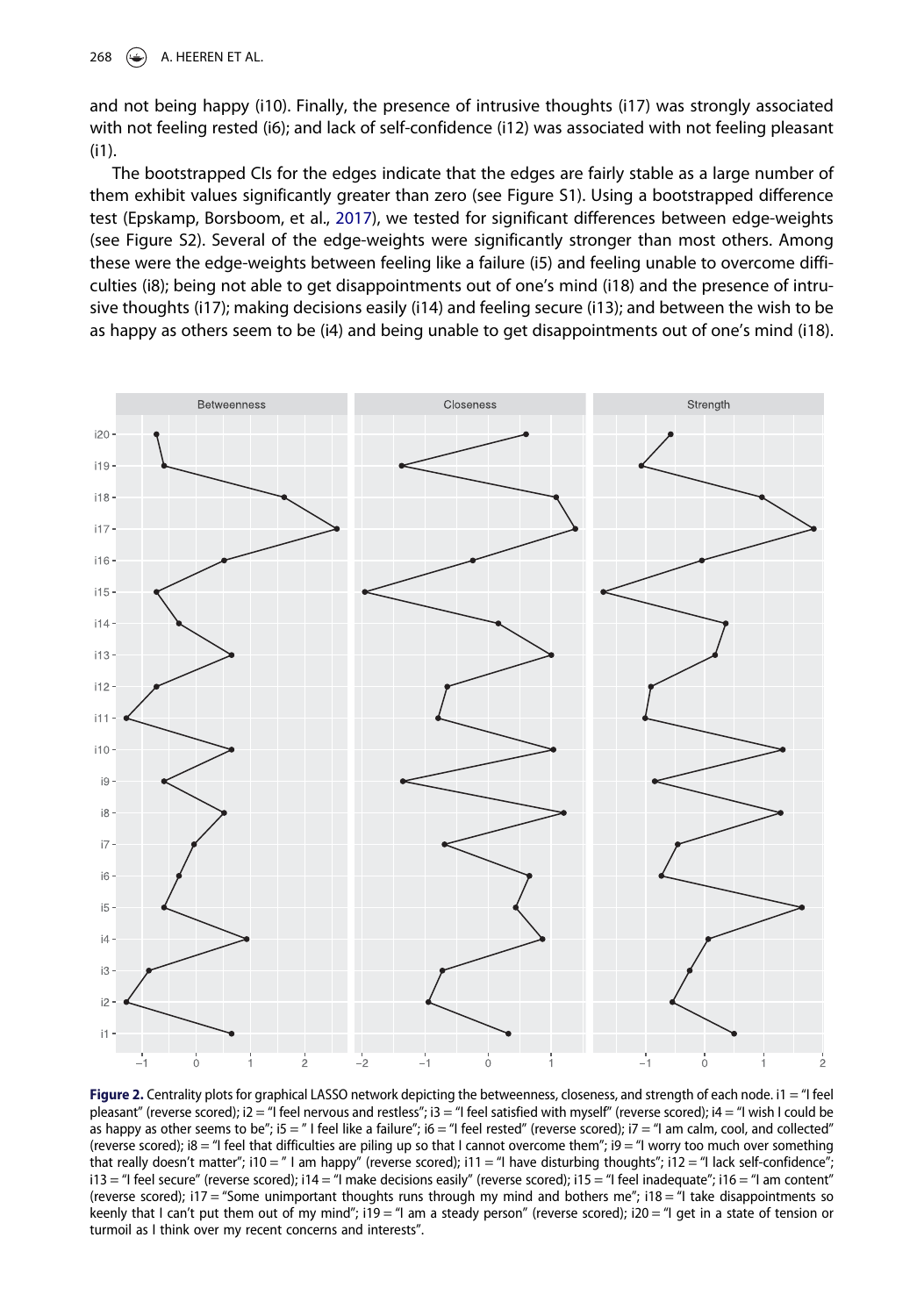and not being happy (i10). Finally, the presence of intrusive thoughts (i17) was strongly associated with not feeling rested (i6); and lack of self-confidence (i12) was associated with not feeling pleasant (i1).

The bootstrapped CIs for the edges indicate that the edges are fairly stable as a large number of them exhibit values significantly greater than zero (see Figure S1). Using a bootstrapped difference test (Epskamp, Borsboom, et al., 2017), we tested for significant differences between edge-weights (see Figure S2). Several of the edge-weights were significantly stronger than most others. Among these were the edge-weights between feeling like a failure (i5) and feeling unable to overcome difficulties (i8); being not able to get disappointments out of one's mind (i18) and the presence of intrusive thoughts (i17); making decisions easily (i14) and feeling secure (i13); and between the wish to be as happy as others seem to be (i4) and being unable to get disappointments out of one's mind (i18).

**Figure 2.** Centrality plots for graphical LASSO network depicting the betweenness, closeness, and strength of each node. i1 = "I feel pleasant" (reverse scored); i2 = "I feel nervous and restless"; i3 = "I feel satisfied with myself" (reverse scored); i4 = "I wish I could be as happy as other seems to be"; i5 = " I feel like a failure"; i6 = "I feel rested" (reverse scored); i7 = "I am calm, cool, and collected" (reverse scored); i8 = "I feel that difficulties are piling up so that I cannot overcome them"; i9 = "I worry too much over something that really doesn't matter"; i10 = " I am happy" (reverse scored); i11 = "I have disturbing thoughts"; i12 = "I lack self-confidence"; i13 = "I feel secure" (reverse scored); i14 = "I make decisions easily" (reverse scored); i15 = "I feel inadequate"; i16 = "I am content" (reverse scored); i17 = "Some unimportant thoughts runs through my mind and bothers me"; i18 = "I take disappointments so keenly that I can't put them out of my mind"; i19 = "I am a steady person" (reverse scored); i20 = "I get in a state of tension or turmoil as I think over my recent concerns and interests".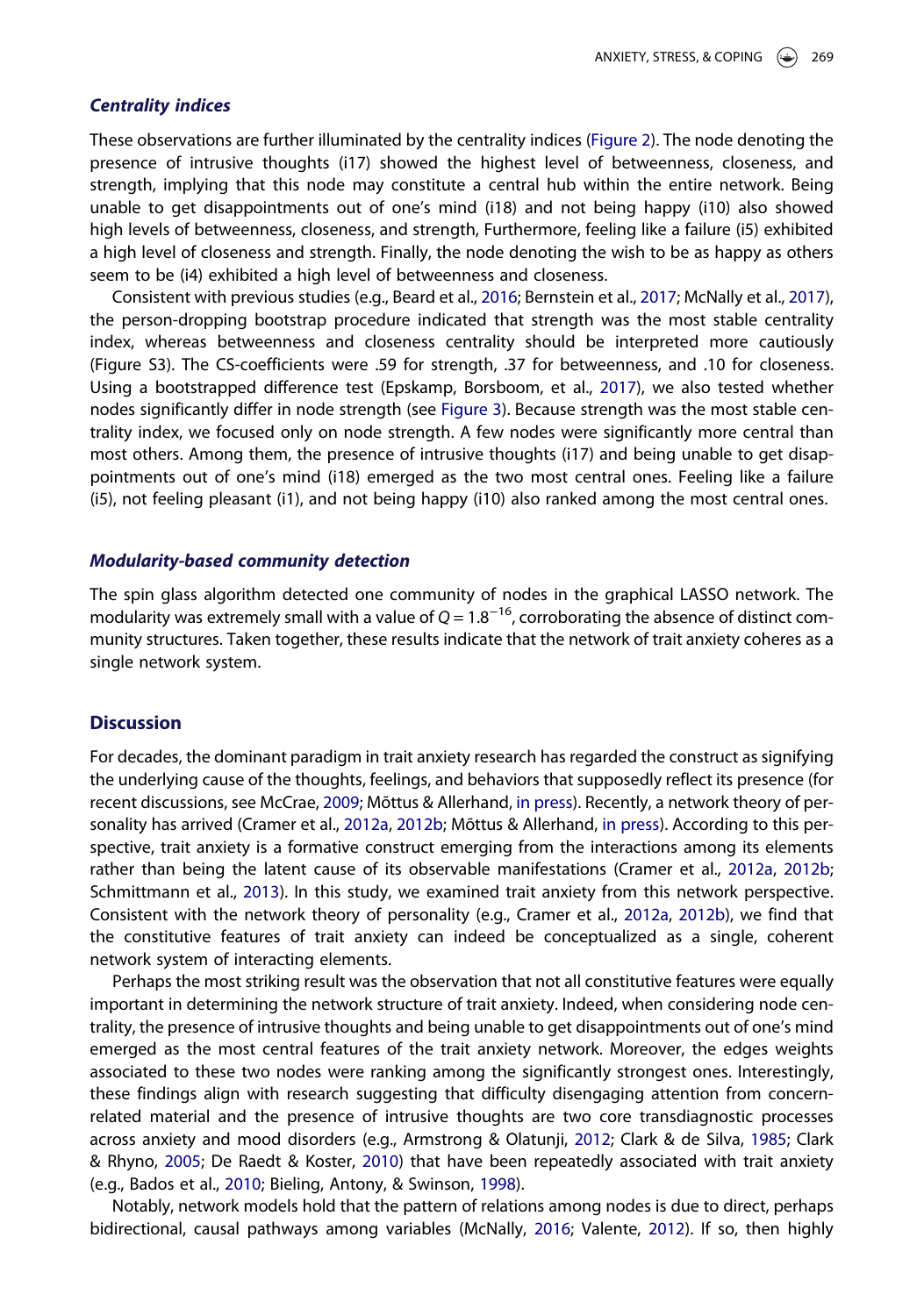### *Centrality indices*

These observations are further illuminated by the centrality indices (Figure 2). The node denoting the presence of intrusive thoughts (i17) showed the highest level of betweenness, closeness, and strength, implying that this node may constitute a central hub within the entire network. Being unable to get disappointments out of one's mind (i18) and not being happy (i10) also showed high levels of betweenness, closeness, and strength, Furthermore, feeling like a failure (i5) exhibited a high level of closeness and strength. Finally, the node denoting the wish to be as happy as others seem to be (i4) exhibited a high level of betweenness and closeness.

Consistent with previous studies (e.g., Beard et al., 2016; Bernstein et al., 2017; McNally et al., 2017), the person-dropping bootstrap procedure indicated that strength was the most stable centrality index, whereas betweenness and closeness centrality should be interpreted more cautiously (Figure S3). The CS-coefficients were .59 for strength, .37 for betweenness, and .10 for closeness. Using a bootstrapped difference test (Epskamp, Borsboom, et al., 2017), we also tested whether nodes significantly differ in node strength (see Figure 3). Because strength was the most stable centrality index, we focused only on node strength. A few nodes were significantly more central than most others. Among them, the presence of intrusive thoughts (i17) and being unable to get disappointments out of one's mind (i18) emerged as the two most central ones. Feeling like a failure (i5), not feeling pleasant (i1), and not being happy (i10) also ranked among the most central ones.

### *Modularity-based community detection*

The spin glass algorithm detected one community of nodes in the graphical LASSO network. The modularity was extremely small with a value of $Q = 1.8^{-16}$, corroborating the absence of distinct community structures. Taken together, these results indicate that the network of trait anxiety coheres as a single network system.

## Discussion

For decades, the dominant paradigm in trait anxiety research has regarded the construct as signifying the underlying cause of the thoughts, feelings, and behaviors that supposedly reflect its presence (for recent discussions, see McCrae, 2009; Mõttus & Allerhand, in press). Recently, a network theory of personality has arrived (Cramer et al., 2012a, 2012b; Mõttus & Allerhand, in press). According to this perspective, trait anxiety is a formative construct emerging from the interactions among its elements rather than being the latent cause of its observable manifestations (Cramer et al., 2012a, 2012b; Schmittmann et al., 2013). In this study, we examined trait anxiety from this network perspective. Consistent with the network theory of personality (e.g., Cramer et al., 2012a, 2012b), we find that the constitutive features of trait anxiety can indeed be conceptualized as a single, coherent network system of interacting elements.

Perhaps the most striking result was the observation that not all constitutive features were equally important in determining the network structure of trait anxiety. Indeed, when considering node centrality, the presence of intrusive thoughts and being unable to get disappointments out of one's mind emerged as the most central features of the trait anxiety network. Moreover, the edges weights associated to these two nodes were ranking among the significantly strongest ones. Interestingly, these findings align with research suggesting that difficulty disengaging attention from concern-related material and the presence of intrusive thoughts are two core transdiagnostic processes across anxiety and mood disorders (e.g., Armstrong & Olatunji, 2012; Clark & de Silva, 1985; Clark & Rhyno, 2005; De Raedt & Koster, 2010) that have been repeatedly associated with trait anxiety (e.g., Bados et al., 2010; Bieling, Antony, & Swinson, 1998).

Notably, network models hold that the pattern of relations among nodes is due to direct, perhaps bidirectional, causal pathways among variables (McNally, 2016; Valente, 2012). If so, then highly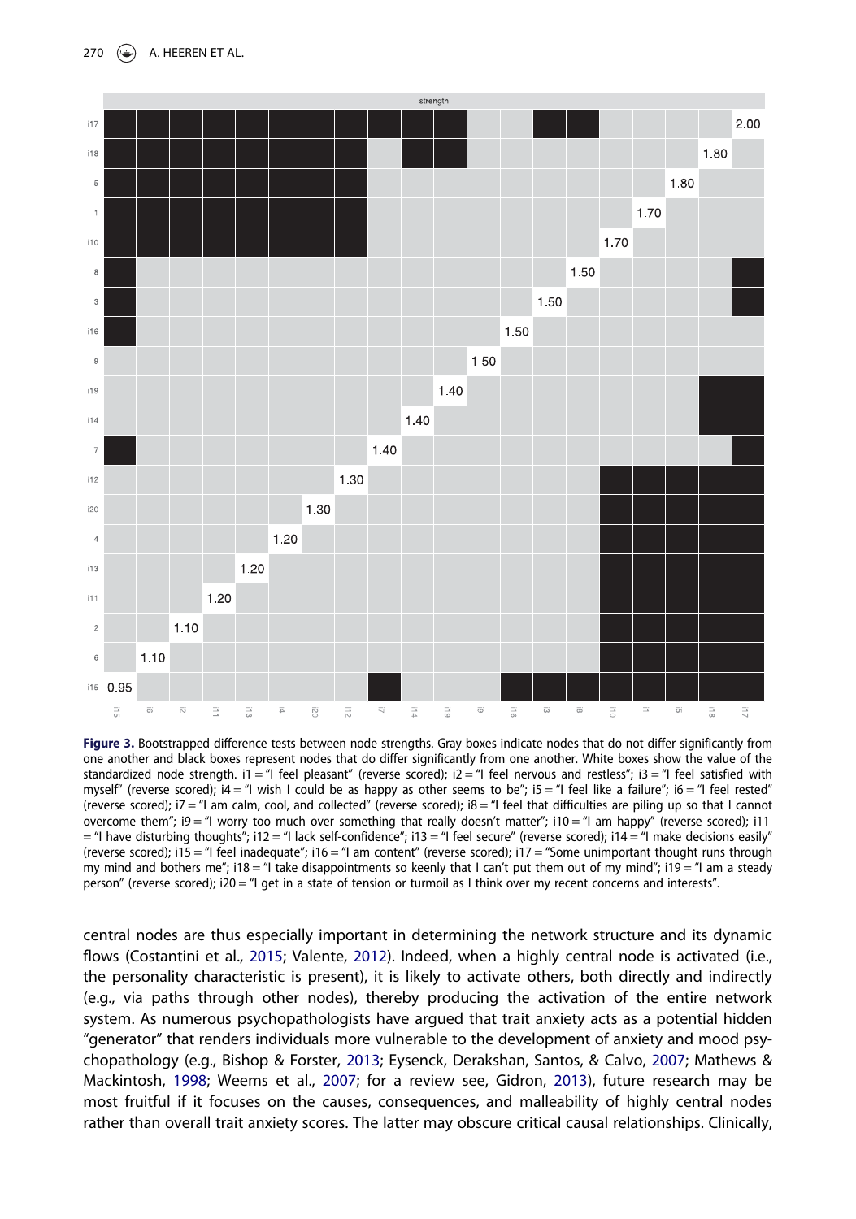**Figure 3.** Bootstrapped difference tests between node strengths. Gray boxes indicate nodes that do not differ significantly from one another and black boxes represent nodes that do differ significantly from one another. White boxes show the value of the standardized node strength. i1 = "I feel pleasant" (reverse scored); i2 = "I feel nervous and restless"; i3 = "I feel satisfied with myself" (reverse scored); i4 = "I wish I could be as happy as other seems to be"; i5 = "I feel like a failure"; i6 = "I feel rested" (reverse scored); i7 = "I am calm, cool, and collected" (reverse scored); i8 = "I feel that difficulties are piling up so that I cannot overcome them"; i9 = "I worry too much over something that really doesn't matter"; i10 = "I am happy" (reverse scored); i11 = "I have disturbing thoughts"; i12 = "I lack self-confidence"; i13 = "I feel secure" (reverse scored); i14 = "I make decisions easily" (reverse scored); i15 = "I feel inadequate"; i16 = "I am content" (reverse scored); i17 = "Some unimportant thought runs through my mind and bothers me"; i18 = "I take disappointments so keenly that I can't put them out of my mind"; i19 = "I am a steady person" (reverse scored); i20 = "I get in a state of tension or turmoil as I think over my recent concerns and interests".

central nodes are thus especially important in determining the network structure and its dynamic flows (Costantini et al., 2015; Valente, 2012). Indeed, when a highly central node is activated (i.e., the personality characteristic is present), it is likely to activate others, both directly and indirectly (e.g., via paths through other nodes), thereby producing the activation of the entire network system. As numerous psychopathologists have argued that trait anxiety acts as a potential hidden "generator" that renders individuals more vulnerable to the development of anxiety and mood psychopathology (e.g., Bishop & Forster, 2013; Eysenck, Derakshan, Santos, & Calvo, 2007; Mathews & Mackintosh, 1998; Weems et al., 2007; for a review see, Gidron, 2013), future research may be most fruitful if it focuses on the causes, consequences, and malleability of highly central nodes rather than overall trait anxiety scores. The latter may obscure critical causal relationships. Clinically,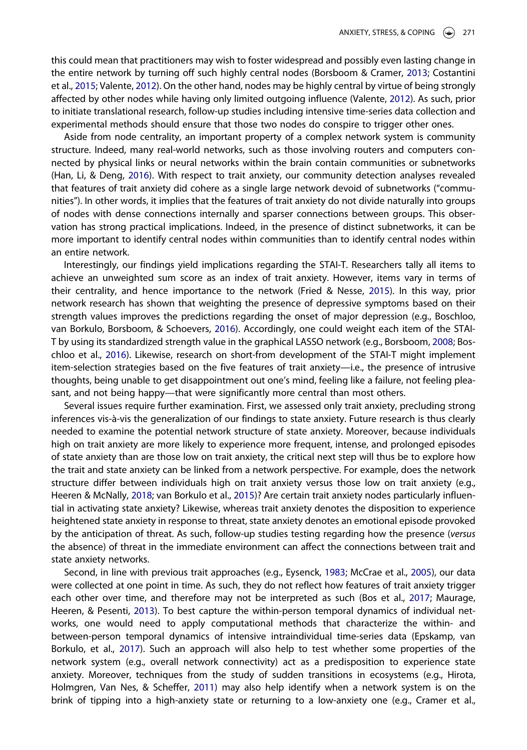this could mean that practitioners may wish to foster widespread and possibly even lasting change in the entire network by turning off such highly central nodes (Borsboom & Cramer, 2013; Costantini et al., 2015; Valente, 2012). On the other hand, nodes may be highly central by virtue of being strongly affected by other nodes while having only limited outgoing influence (Valente, 2012). As such, prior to initiate translational research, follow-up studies including intensive time-series data collection and experimental methods should ensure that those two nodes do conspire to trigger other ones.

Aside from node centrality, an important property of a complex network system is community structure. Indeed, many real-world networks, such as those involving routers and computers connected by physical links or neural networks within the brain contain communities or subnetworks (Han, Li, & Deng, 2016). With respect to trait anxiety, our community detection analyses revealed that features of trait anxiety did cohere as a single large network devoid of subnetworks ("communities"). In other words, it implies that the features of trait anxiety do not divide naturally into groups of nodes with dense connections internally and sparser connections between groups. This observation has strong practical implications. Indeed, in the presence of distinct subnetworks, it can be more important to identify central nodes within communities than to identify central nodes within an entire network.

Interestingly, our findings yield implications regarding the STAI-T. Researchers tally all items to achieve an unweighted sum score as an index of trait anxiety. However, items vary in terms of their centrality, and hence importance to the network (Fried & Nesse, 2015). In this way, prior network research has shown that weighting the presence of depressive symptoms based on their strength values improves the predictions regarding the onset of major depression (e.g., Boschloo, van Borkulo, Borsboom, & Schoevers, 2016). Accordingly, one could weight each item of the STAI-T by using its standardized strength value in the graphical LASSO network (e.g., Borsboom, 2008; Boschloo et al., 2016). Likewise, research on short-from development of the STAI-T might implement item-selection strategies based on the five features of trait anxiety—i.e., the presence of intrusive thoughts, being unable to get disappointment out one's mind, feeling like a failure, not feeling pleasant, and not being happy—that were significantly more central than most others.

Several issues require further examination. First, we assessed only trait anxiety, precluding strong inferences vis-à-vis the generalization of our findings to state anxiety. Future research is thus clearly needed to examine the potential network structure of state anxiety. Moreover, because individuals high on trait anxiety are more likely to experience more frequent, intense, and prolonged episodes of state anxiety than are those low on trait anxiety, the critical next step will thus be to explore how the trait and state anxiety can be linked from a network perspective. For example, does the network structure differ between individuals high on trait anxiety versus those low on trait anxiety (e.g., Heeren & McNally, 2018; van Borkulo et al., 2015)? Are certain trait anxiety nodes particularly influential in activating state anxiety? Likewise, whereas trait anxiety denotes the disposition to experience heightened state anxiety in response to threat, state anxiety denotes an emotional episode provoked by the anticipation of threat. As such, follow-up studies testing regarding how the presence (*versus* the absence) of threat in the immediate environment can affect the connections between trait and state anxiety networks.

Second, in line with previous trait approaches (e.g., Eysenck, 1983; McCrae et al., 2005), our data were collected at one point in time. As such, they do not reflect how features of trait anxiety trigger each other over time, and therefore may not be interpreted as such (Bos et al., 2017; Maurage, Heeren, & Pesenti, 2013). To best capture the within-person temporal dynamics of individual networks, one would need to apply computational methods that characterize the within- and between-person temporal dynamics of intensive intraindividual time-series data (Epskamp, van Borkulo, et al., 2017). Such an approach will also help to test whether some properties of the network system (e.g., overall network connectivity) act as a predisposition to experience state anxiety. Moreover, techniques from the study of sudden transitions in ecosystems (e.g., Hirota, Holmgren, Van Nes, & Scheffer, 2011) may also help identify when a network system is on the brink of tipping into a high-anxiety state or returning to a low-anxiety one (e.g., Cramer et al.,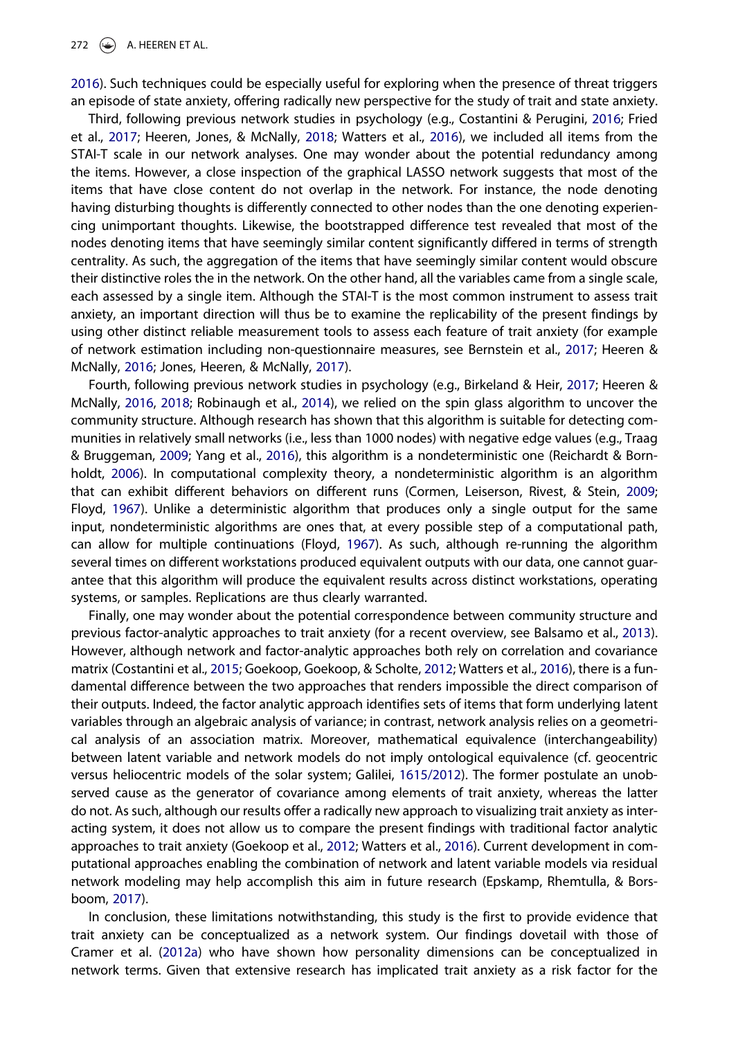2016). Such techniques could be especially useful for exploring when the presence of threat triggers an episode of state anxiety, offering radically new perspective for the study of trait and state anxiety.

Third, following previous network studies in psychology (e.g., Costantini & Perugini, 2016; Fried et al., 2017; Heeren, Jones, & McNally, 2018; Watters et al., 2016), we included all items from the STAI-T scale in our network analyses. One may wonder about the potential redundancy among the items. However, a close inspection of the graphical LASSO network suggests that most of the items that have close content do not overlap in the network. For instance, the node denoting having disturbing thoughts is differently connected to other nodes than the one denoting experiencing unimportant thoughts. Likewise, the bootstrapped difference test revealed that most of the nodes denoting items that have seemingly similar content significantly differed in terms of strength centrality. As such, the aggregation of the items that have seemingly similar content would obscure their distinctive roles the in the network. On the other hand, all the variables came from a single scale, each assessed by a single item. Although the STAI-T is the most common instrument to assess trait anxiety, an important direction will thus be to examine the replicability of the present findings by using other distinct reliable measurement tools to assess each feature of trait anxiety (for example of network estimation including non-questionnaire measures, see Bernstein et al., 2017; Heeren & McNally, 2016; Jones, Heeren, & McNally, 2017).

Fourth, following previous network studies in psychology (e.g., Birkeland & Heir, 2017; Heeren & McNally, 2016, 2018; Robinaugh et al., 2014), we relied on the spin glass algorithm to uncover the community structure. Although research has shown that this algorithm is suitable for detecting communities in relatively small networks (i.e., less than 1000 nodes) with negative edge values (e.g., Traag & Bruggeman, 2009; Yang et al., 2016), this algorithm is a nondeterministic one (Reichardt & Bornholdt, 2006). In computational complexity theory, a nondeterministic algorithm is an algorithm that can exhibit different behaviors on different runs (Cormen, Leiserson, Rivest, & Stein, 2009; Floyd, 1967). Unlike a deterministic algorithm that produces only a single output for the same input, nondeterministic algorithms are ones that, at every possible step of a computational path, can allow for multiple continuations (Floyd, 1967). As such, although re-running the algorithm several times on different workstations produced equivalent outputs with our data, one cannot guarantee that this algorithm will produce the equivalent results across distinct workstations, operating systems, or samples. Replications are thus clearly warranted.

Finally, one may wonder about the potential correspondence between community structure and previous factor-analytic approaches to trait anxiety (for a recent overview, see Balsamo et al., 2013). However, although network and factor-analytic approaches both rely on correlation and covariance matrix (Costantini et al., 2015; Goekoop, Goekoop, & Scholte, 2012; Watters et al., 2016), there is a fundamental difference between the two approaches that renders impossible the direct comparison of their outputs. Indeed, the factor analytic approach identifies sets of items that form underlying latent variables through an algebraic analysis of variance; in contrast, network analysis relies on a geometrical analysis of an association matrix. Moreover, mathematical equivalence (interchangeability) between latent variable and network models do not imply ontological equivalence (cf. geocentric versus heliocentric models of the solar system; Galilei, 1615/2012). The former postulate an unobserved cause as the generator of covariance among elements of trait anxiety, whereas the latter do not. As such, although our results offer a radically new approach to visualizing trait anxiety as interacting system, it does not allow us to compare the present findings with traditional factor analytic approaches to trait anxiety (Goekoop et al., 2012; Watters et al., 2016). Current development in computational approaches enabling the combination of network and latent variable models via residual network modeling may help accomplish this aim in future research (Epskamp, Rhemtulla, & Borsboom, 2017).

In conclusion, these limitations notwithstanding, this study is the first to provide evidence that trait anxiety can be conceptualized as a network system. Our findings dovetail with those of Cramer et al. (2012a) who have shown how personality dimensions can be conceptualized in network terms. Given that extensive research has implicated trait anxiety as a risk factor for the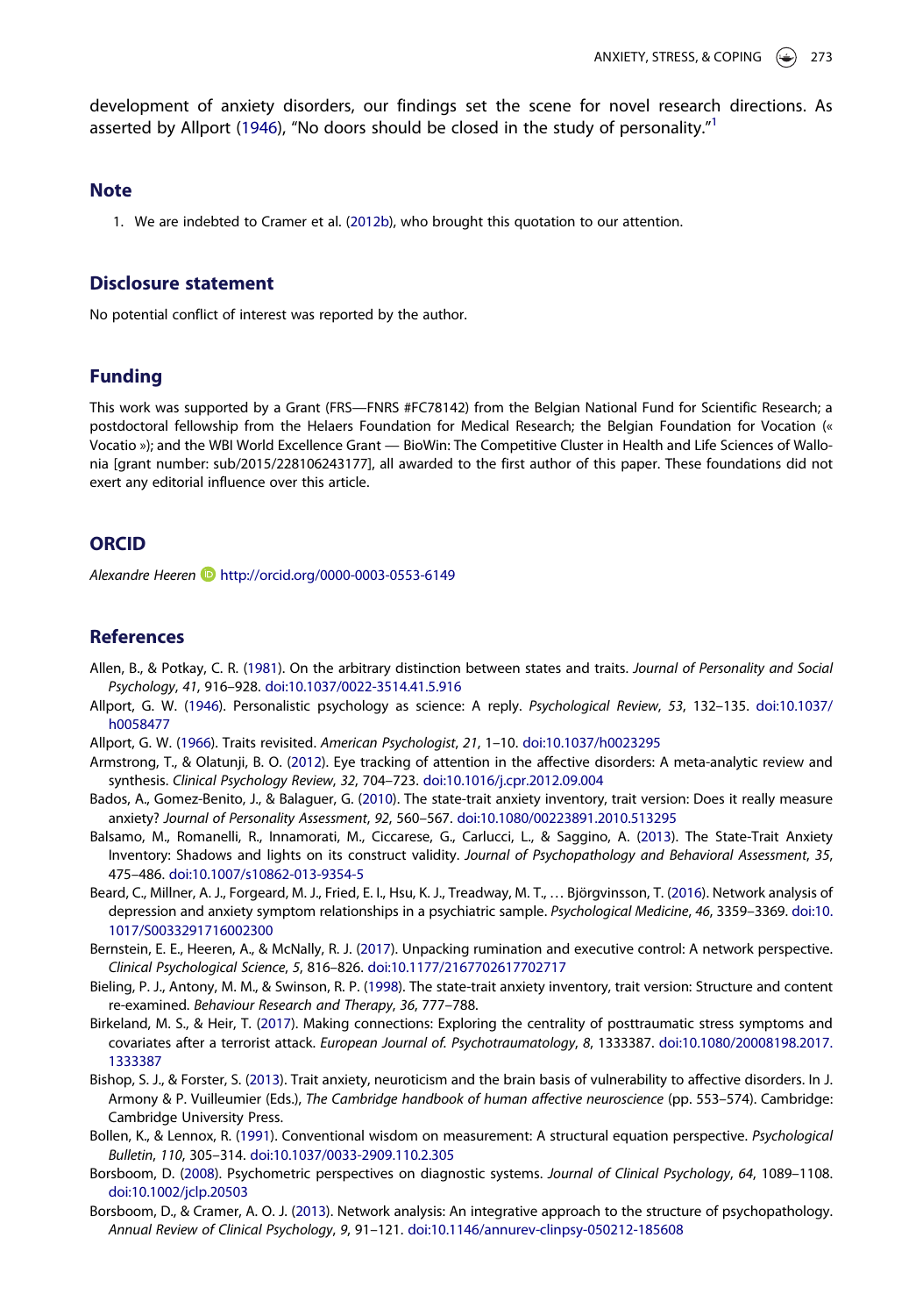development of anxiety disorders, our findings set the scene for novel research directions. As asserted by Allport (1946), "No doors should be closed in the study of personality."[1]

## Note

1. We are indebted to Cramer et al. (2012b), who brought this quotation to our attention.

## Disclosure statement

No potential conflict of interest was reported by the author.

## Funding

This work was supported by a Grant (FRS—FNRS #FC78142) from the Belgian National Fund for Scientific Research; a postdoctoral fellowship from the Helaers Foundation for Medical Research; the Belgian Foundation for Vocation (« Vocatio »); and the WBI World Excellence Grant — BioWin: The Competitive Cluster in Health and Life Sciences of Wallonia [grant number: sub/2015/228106243177], all awarded to the first author of this paper. These foundations did not exert any editorial influence over this article.

## ORCID

*Alexandre Heeren* http://orcid.org/0000-0003-0553-6149

## References

Allen, B., & Potkay, C. R. (1981). On the arbitrary distinction between states and traits. *Journal of Personality and Social Psychology*, *41*, 916–928. doi:10.1037/0022-3514.41.5.916

Allport, G. W. (1946). Personalistic psychology as science: A reply. *Psychological Review*, *53*, 132–135. doi:10.1037/h0058477

Allport, G. W. (1966). Traits revisited. *American Psychologist*, *21*, 1–10. doi:10.1037/h0023295

Armstrong, T., & Olatunji, B. O. (2012). Eye tracking of attention in the affective disorders: A meta-analytic review and synthesis. *Clinical Psychology Review*, *32*, 704–723. doi:10.1016/j.cpr.2012.09.004

Bados, A., Gomez-Benito, J., & Balaguer, G. (2010). The state-trait anxiety inventory, trait version: Does it really measure anxiety? *Journal of Personality Assessment*, *92*, 560–567. doi:10.1080/00223891.2010.513295

Balsamo, M., Romanelli, R., Innamorati, M., Ciccarese, G., Carlucci, L., & Saggino, A. (2013). The State-Trait Anxiety Inventory: Shadows and lights on its construct validity. *Journal of Psychopathology and Behavioral Assessment*, *35*, 475–486. doi:10.1007/s10862-013-9354-5

Beard, C., Millner, A. J., Forgeard, M. J., Fried, E. I., Hsu, K. J., Treadway, M. T., … Björgvinsson, T. (2016). Network analysis of depression and anxiety symptom relationships in a psychiatric sample. *Psychological Medicine*, *46*, 3359–3369. doi:10.1017/S0033291716002300

Bernstein, E. E., Heeren, A., & McNally, R. J. (2017). Unpacking rumination and executive control: A network perspective. *Clinical Psychological Science*, *5*, 816–826. doi:10.1177/2167702617702717

Bieling, P. J., Antony, M. M., & Swinson, R. P. (1998). The state-trait anxiety inventory, trait version: Structure and content re-examined. *Behaviour Research and Therapy*, *36*, 777–788.

Birkeland, M. S., & Heir, T. (2017). Making connections: Exploring the centrality of posttraumatic stress symptoms and covariates after a terrorist attack. *European Journal of. Psychotraumatology*, *8*, 1333387. doi:10.1080/20008198.2017.1333387

Bishop, S. J., & Forster, S. (2013). Trait anxiety, neuroticism and the brain basis of vulnerability to affective disorders. In J. Armony & P. Vuilleumier (Eds.), *The Cambridge handbook of human affective neuroscience* (pp. 553–574). Cambridge: Cambridge University Press.

Bollen, K., & Lennox, R. (1991). Conventional wisdom on measurement: A structural equation perspective. *Psychological Bulletin*, *110*, 305–314. doi:10.1037/0033-2909.110.2.305

Borsboom, D. (2008). Psychometric perspectives on diagnostic systems. *Journal of Clinical Psychology*, *64*, 1089–1108. doi:10.1002/jclp.20503

Borsboom, D., & Cramer, A. O. J. (2013). Network analysis: An integrative approach to the structure of psychopathology. *Annual Review of Clinical Psychology*, *9*, 91–121. doi:10.1146/annurev-clinpsy-050212-185608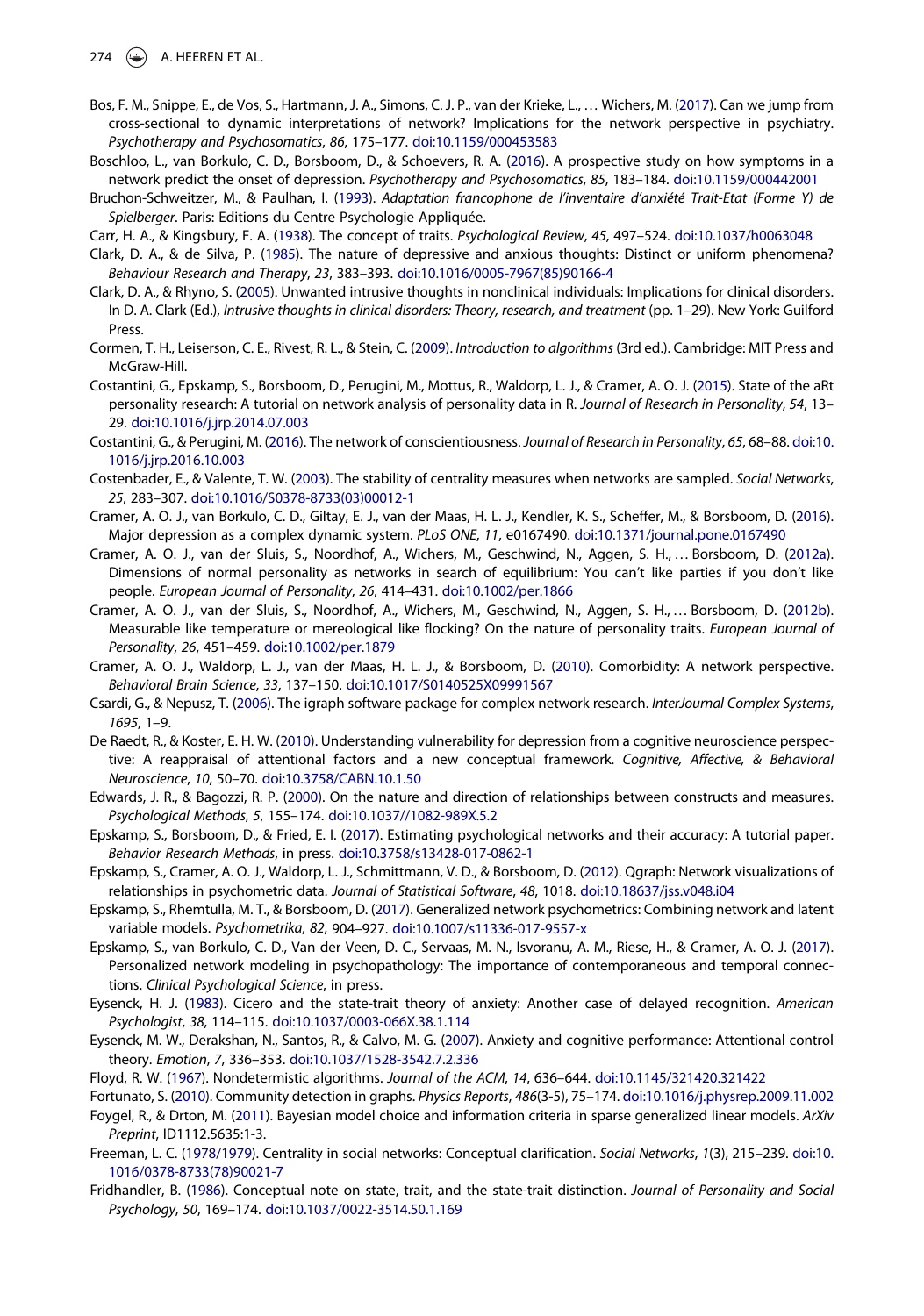Bos, F. M., Snippe, E., de Vos, S., Hartmann, J. A., Simons, C. J. P., van der Krieke, L., … Wichers, M. (2017). Can we jump from cross-sectional to dynamic interpretations of network? Implications for the network perspective in psychiatry. *Psychotherapy and Psychosomatics*, *86*, 175–177. doi:10.1159/000453583

Boschloo, L., van Borkulo, C. D., Borsboom, D., & Schoevers, R. A. (2016). A prospective study on how symptoms in a network predict the onset of depression. *Psychotherapy and Psychosomatics*, *85*, 183–184. doi:10.1159/000442001

Bruchon-Schweitzer, M., & Paulhan, I. (1993). *Adaptation francophone de l'inventaire d'anxiété Trait-Etat (Forme Y) de Spielberger*. Paris: Editions du Centre Psychologie Appliquée.

Carr, H. A., & Kingsbury, F. A. (1938). The concept of traits. *Psychological Review*, *45*, 497–524. doi:10.1037/h0063048

Clark, D. A., & de Silva, P. (1985). The nature of depressive and anxious thoughts: Distinct or uniform phenomena? *Behaviour Research and Therapy*, *23*, 383–393. doi:10.1016/0005-7967(85)90166-4

Clark, D. A., & Rhyno, S. (2005). Unwanted intrusive thoughts in nonclinical individuals: Implications for clinical disorders. In D. A. Clark (Ed.), *Intrusive thoughts in clinical disorders: Theory, research, and treatment* (pp. 1–29). New York: Guilford Press.

Cormen, T. H., Leiserson, C. E., Rivest, R. L., & Stein, C. (2009). *Introduction to algorithms* (3rd ed.). Cambridge: MIT Press and McGraw-Hill.

Costantini, G., Epskamp, S., Borsboom, D., Perugini, M., Mottus, R., Waldorp, L. J., & Cramer, A. O. J. (2015). State of the aRt personality research: A tutorial on network analysis of personality data in R. *Journal of Research in Personality*, *54*, 13–29. doi:10.1016/j.jrp.2014.07.003

Costantini, G., & Perugini, M. (2016). The network of conscientiousness. *Journal of Research in Personality*, *65*, 68–88. doi:10.1016/j.jrp.2016.10.003

Costenbader, E., & Valente, T. W. (2003). The stability of centrality measures when networks are sampled. *Social Networks*, *25*, 283–307. doi:10.1016/S0378-8733(03)00012-1

Cramer, A. O. J., van Borkulo, C. D., Giltay, E. J., van der Maas, H. L. J., Kendler, K. S., Scheffer, M., & Borsboom, D. (2016). Major depression as a complex dynamic system. *PLoS ONE*, *11*, e0167490. doi:10.1371/journal.pone.0167490

Cramer, A. O. J., van der Sluis, S., Noordhof, A., Wichers, M., Geschwind, N., Aggen, S. H., … Borsboom, D. (2012a). Dimensions of normal personality as networks in search of equilibrium: You can't like parties if you don't like people. *European Journal of Personality*, *26*, 414–431. doi:10.1002/per.1866

Cramer, A. O. J., van der Sluis, S., Noordhof, A., Wichers, M., Geschwind, N., Aggen, S. H., … Borsboom, D. (2012b). Measurable like temperature or mereological like flocking? On the nature of personality traits. *European Journal of Personality*, *26*, 451–459. doi:10.1002/per.1879

Cramer, A. O. J., Waldorp, L. J., van der Maas, H. L. J., & Borsboom, D. (2010). Comorbidity: A network perspective. *Behavioral Brain Science*, *33*, 137–150. doi:10.1017/S0140525X09991567

Csardi, G., & Nepusz, T. (2006). The igraph software package for complex network research. *InterJournal Complex Systems*, *1695*, 1–9.

De Raedt, R., & Koster, E. H. W. (2010). Understanding vulnerability for depression from a cognitive neuroscience perspective: A reappraisal of attentional factors and a new conceptual framework. *Cognitive, Affective, & Behavioral Neuroscience*, *10*, 50–70. doi:10.3758/CABN.10.1.50

Edwards, J. R., & Bagozzi, R. P. (2000). On the nature and direction of relationships between constructs and measures. *Psychological Methods*, *5*, 155–174. doi:10.1037//1082-989X.5.2

Epskamp, S., Borsboom, D., & Fried, E. I. (2017). Estimating psychological networks and their accuracy: A tutorial paper. *Behavior Research Methods*, in press. doi:10.3758/s13428-017-0862-1

Epskamp, S., Cramer, A. O. J., Waldorp, L. J., Schmittmann, V. D., & Borsboom, D. (2012). Qgraph: Network visualizations of relationships in psychometric data. *Journal of Statistical Software*, *48*, 1018. doi:10.18637/jss.v048.i04

Epskamp, S., Rhemtulla, M. T., & Borsboom, D. (2017). Generalized network psychometrics: Combining network and latent variable models. *Psychometrika*, *82*, 904–927. doi:10.1007/s11336-017-9557-x

Epskamp, S., van Borkulo, C. D., Van der Veen, D. C., Servaas, M. N., Isvoranu, A. M., Riese, H., & Cramer, A. O. J. (2017). Personalized network modeling in psychopathology: The importance of contemporaneous and temporal connections. *Clinical Psychological Science*, in press.

Eysenck, H. J. (1983). Cicero and the state-trait theory of anxiety: Another case of delayed recognition. *American Psychologist*, *38*, 114–115. doi:10.1037/0003-066X.38.1.114

Eysenck, M. W., Derakshan, N., Santos, R., & Calvo, M. G. (2007). Anxiety and cognitive performance: Attentional control theory. *Emotion*, *7*, 336–353. doi:10.1037/1528-3542.7.2.336

Floyd, R. W. (1967). Nondetermistic algorithms. *Journal of the ACM*, *14*, 636–644. doi:10.1145/321420.321422

Fortunato, S. (2010). Community detection in graphs. *Physics Reports*, *486*(3-5), 75–174. doi:10.1016/j.physrep.2009.11.002

Foygel, R., & Drton, M. (2011). Bayesian model choice and information criteria in sparse generalized linear models. *ArXiv Preprint*, ID1112.5635:1-3.

Freeman, L. C. (1978/1979). Centrality in social networks: Conceptual clarification. *Social Networks*, *1*(3), 215–239. doi:10.1016/0378-8733(78)90021-7

Fridhandler, B. (1986). Conceptual note on state, trait, and the state-trait distinction. *Journal of Personality and Social Psychology*, *50*, 169–174. doi:10.1037/0022-3514.50.1.169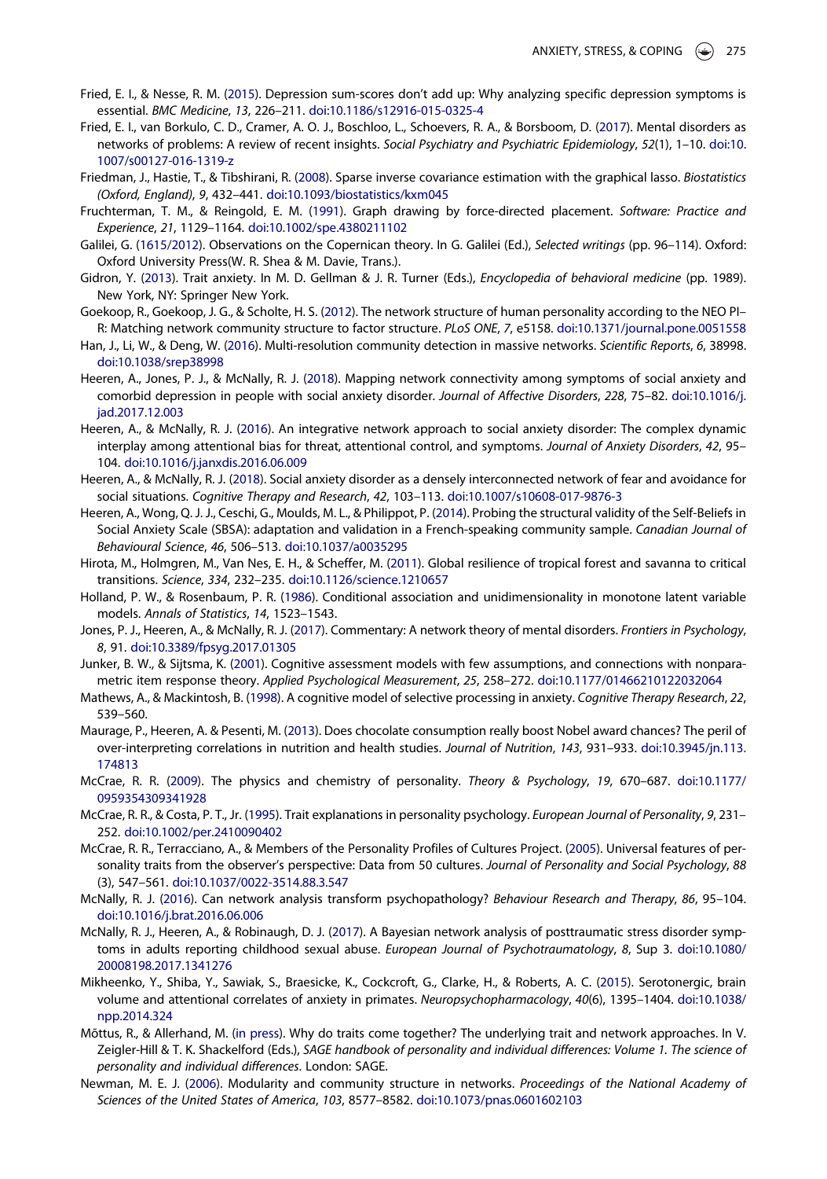Fried, E. I., & Nesse, R. M. (2015). Depression sum-scores don't add up: Why analyzing specific depression symptoms is essential. *BMC Medicine*, *13*, 226–211. doi:10.1186/s12916-015-0325-4

Fried, E. I., van Borkulo, C. D., Cramer, A. O. J., Boschloo, L., Schoevers, R. A., & Borsboom, D. (2017). Mental disorders as networks of problems: A review of recent insights. *Social Psychiatry and Psychiatric Epidemiology*, *52*(1), 1–10. doi:10.1007/s00127-016-1319-z

Friedman, J., Hastie, T., & Tibshirani, R. (2008). Sparse inverse covariance estimation with the graphical lasso. *Biostatistics (Oxford, England)*, *9*, 432–441. doi:10.1093/biostatistics/kxm045

Fruchterman, T. M., & Reingold, E. M. (1991). Graph drawing by force-directed placement. *Software: Practice and Experience*, *21*, 1129–1164. doi:10.1002/spe.4380211102

Galilei, G. (1615/2012). Observations on the Copernican theory. In G. Galilei (Ed.), *Selected writings* (pp. 96–114). Oxford: Oxford University Press(W. R. Shea & M. Davie, Trans.).

Gidron, Y. (2013). Trait anxiety. In M. D. Gellman & J. R. Turner (Eds.), *Encyclopedia of behavioral medicine* (pp. 1989). New York, NY: Springer New York.

Goekoop, R., Goekoop, J. G., & Scholte, H. S. (2012). The network structure of human personality according to the NEO PI–R: Matching network community structure to factor structure. *PLoS ONE*, *7*, e5158. doi:10.1371/journal.pone.0051558

Han, J., Li, W., & Deng, W. (2016). Multi-resolution community detection in massive networks. *Scientific Reports*, *6*, 38998. doi:10.1038/srep38998

Heeren, A., Jones, P. J., & McNally, R. J. (2018). Mapping network connectivity among symptoms of social anxiety and comorbid depression in people with social anxiety disorder. *Journal of Affective Disorders*, *228*, 75–82. doi:10.1016/j.jad.2017.12.003

Heeren, A., & McNally, R. J. (2016). An integrative network approach to social anxiety disorder: The complex dynamic interplay among attentional bias for threat, attentional control, and symptoms. *Journal of Anxiety Disorders*, *42*, 95–104. doi:10.1016/j.janxdis.2016.06.009

Heeren, A., & McNally, R. J. (2018). Social anxiety disorder as a densely interconnected network of fear and avoidance for social situations. *Cognitive Therapy and Research*, *42*, 103–113. doi:10.1007/s10608-017-9876-3

Heeren, A., Wong, Q. J. J., Ceschi, G., Moulds, M. L., & Philippot, P. (2014). Probing the structural validity of the Self-Beliefs in Social Anxiety Scale (SBSA): adaptation and validation in a French-speaking community sample. *Canadian Journal of Behavioural Science*, *46*, 506–513. doi:10.1037/a0035295

Hirota, M., Holmgren, M., Van Nes, E. H., & Scheffer, M. (2011). Global resilience of tropical forest and savanna to critical transitions. *Science*, *334*, 232–235. doi:10.1126/science.1210657

Holland, P. W., & Rosenbaum, P. R. (1986). Conditional association and unidimensionality in monotone latent variable models. *Annals of Statistics*, *14*, 1523–1543.

Jones, P. J., Heeren, A., & McNally, R. J. (2017). Commentary: A network theory of mental disorders. *Frontiers in Psychology*, *8*, 91. doi:10.3389/fpsyg.2017.01305

Junker, B. W., & Sijtsma, K. (2001). Cognitive assessment models with few assumptions, and connections with nonparametric item response theory. *Applied Psychological Measurement*, *25*, 258–272. doi:10.1177/01466210122032064

Mathews, A., & Mackintosh, B. (1998). A cognitive model of selective processing in anxiety. *Cognitive Therapy Research*, *22*, 539–560.

Maurage, P., Heeren, A. & Pesenti, M. (2013). Does chocolate consumption really boost Nobel award chances? The peril of over-interpreting correlations in nutrition and health studies. *Journal of Nutrition*, *143*, 931–933. doi:10.3945/jn.113.174813

McCrae, R. R. (2009). The physics and chemistry of personality. *Theory & Psychology*, *19*, 670–687. doi:10.1177/0959354309341928

McCrae, R. R., & Costa, P. T., Jr. (1995). Trait explanations in personality psychology. *European Journal of Personality*, *9*, 231–252. doi:10.1002/per.2410090402

McCrae, R. R., Terracciano, A., & Members of the Personality Profiles of Cultures Project. (2005). Universal features of personality traits from the observer's perspective: Data from 50 cultures. *Journal of Personality and Social Psychology*, *88* (3), 547–561. doi:10.1037/0022-3514.88.3.547

McNally, R. J. (2016). Can network analysis transform psychopathology? *Behaviour Research and Therapy*, *86*, 95–104. doi:10.1016/j.brat.2016.06.006

McNally, R. J., Heeren, A., & Robinaugh, D. J. (2017). A Bayesian network analysis of posttraumatic stress disorder symptoms in adults reporting childhood sexual abuse. *European Journal of Psychotraumatology*, *8*, Sup 3. doi:10.1080/20008198.2017.1341276

Mikheenko, Y., Shiba, Y., Sawiak, S., Braesicke, K., Cockcroft, G., Clarke, H., & Roberts, A. C. (2015). Serotonergic, brain volume and attentional correlates of anxiety in primates. *Neuropsychopharmacology*, *40*(6), 1395–1404. doi:10.1038/npp.2014.324

Mõttus, R., & Allerhand, M. (in press). Why do traits come together? The underlying trait and network approaches. In V. Zeigler-Hill & T. K. Shackelford (Eds.), *SAGE handbook of personality and individual differences: Volume 1. The science of personality and individual differences*. London: SAGE.

Newman, M. E. J. (2006). Modularity and community structure in networks. *Proceedings of the National Academy of Sciences of the United States of America*, *103*, 8577–8582. doi:10.1073/pnas.0601602103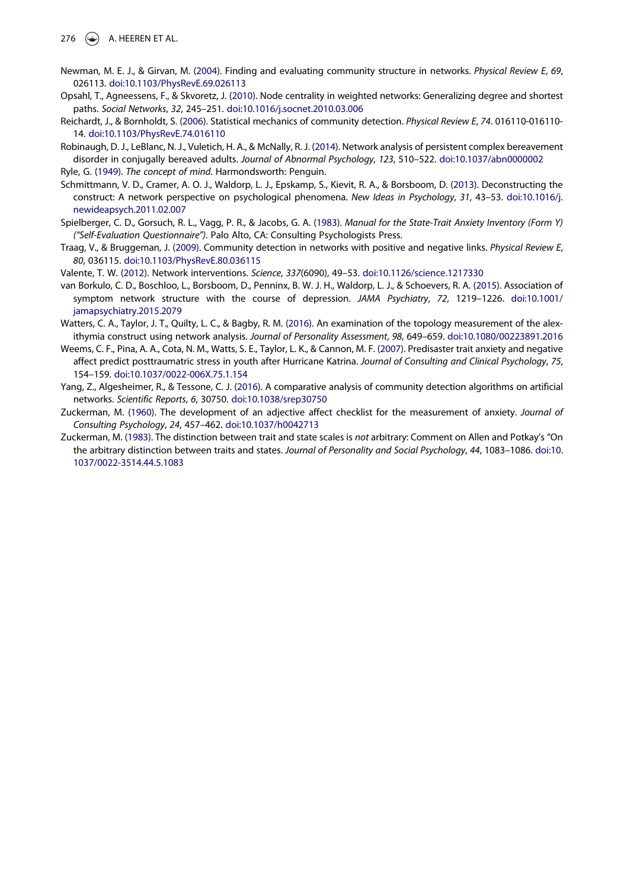Newman, M. E. J., & Girvan, M. (2004). Finding and evaluating community structure in networks. *Physical Review E*, *69*, 026113. doi:10.1103/PhysRevE.69.026113

Opsahl, T., Agneessens, F., & Skvoretz, J. (2010). Node centrality in weighted networks: Generalizing degree and shortest paths. *Social Networks*, *32*, 245–251. doi:10.1016/j.socnet.2010.03.006

Reichardt, J., & Bornholdt, S. (2006). Statistical mechanics of community detection. *Physical Review E*, *74*. 016110-016110-14. doi:10.1103/PhysRevE.74.016110

Robinaugh, D. J., LeBlanc, N. J., Vuletich, H. A., & McNally, R. J. (2014). Network analysis of persistent complex bereavement disorder in conjugally bereaved adults. *Journal of Abnormal Psychology*, *123*, 510–522. doi:10.1037/abn0000002

Ryle, G. (1949). *The concept of mind*. Harmondsworth: Penguin.

Schmittmann, V. D., Cramer, A. O. J., Waldorp, L. J., Epskamp, S., Kievit, R. A., & Borsboom, D. (2013). Deconstructing the construct: A network perspective on psychological phenomena. *New Ideas in Psychology*, *31*, 43–53. doi:10.1016/j.newideapsych.2011.02.007

Spielberger, C. D., Gorsuch, R. L., Vagg, P. R., & Jacobs, G. A. (1983). *Manual for the State-Trait Anxiety Inventory (Form Y) ("Self-Evaluation Questionnaire")*. Palo Alto, CA: Consulting Psychologists Press.

Traag, V., & Bruggeman, J. (2009). Community detection in networks with positive and negative links. *Physical Review E*, *80*, 036115. doi:10.1103/PhysRevE.80.036115

Valente, T. W. (2012). Network interventions. *Science*, *337*(6090), 49–53. doi:10.1126/science.1217330

van Borkulo, C. D., Boschloo, L., Borsboom, D., Penninx, B. W. J. H., Waldorp, L. J., & Schoevers, R. A. (2015). Association of symptom network structure with the course of depression. *JAMA Psychiatry*, *72*, 1219–1226. doi:10.1001/jamapsychiatry.2015.2079

Watters, C. A., Taylor, J. T., Quilty, L. C., & Bagby, R. M. (2016). An examination of the topology measurement of the alexithymia construct using network analysis. *Journal of Personality Assessment*, *98*, 649–659. doi:10.1080/00223891.2016

Weems, C. F., Pina, A. A., Cota, N. M., Watts, S. E., Taylor, L. K., & Cannon, M. F. (2007). Predisaster trait anxiety and negative affect predict posttraumatic stress in youth after Hurricane Katrina. *Journal of Consulting and Clinical Psychology*, *75*, 154–159. doi:10.1037/0022-006X.75.1.154

Yang, Z., Algesheimer, R., & Tessone, C. J. (2016). A comparative analysis of community detection algorithms on artificial networks. *Scientific Reports*, *6*, 30750. doi:10.1038/srep30750

Zuckerman, M. (1960). The development of an adjective affect checklist for the measurement of anxiety. *Journal of Consulting Psychology*, *24*, 457–462. doi:10.1037/h0042713

Zuckerman, M. (1983). The distinction between trait and state scales is *not* arbitrary: Comment on Allen and Potkay's "On the arbitrary distinction between traits and states. *Journal of Personality and Social Psychology*, *44*, 1083–1086. doi:10.1037/0022-3514.44.5.1083